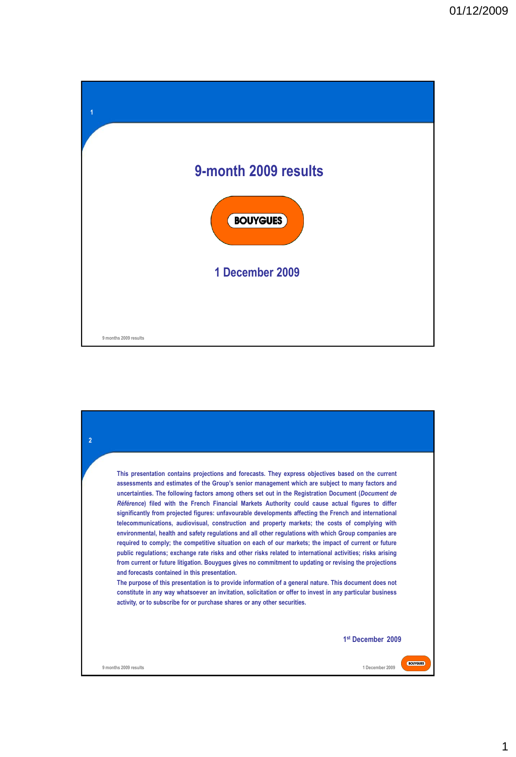# 9-month 2009 results

BOUYGUES

1 December 2009

This presentation contains projections and forecasts. They express objectives based on the current assessments and estimates of the Group's senior management which are subject to many factors and uncertainties. The following factors among others set out in the Registration Document (*Document de Référence*) filed with the French Financial Markets Authority could cause actual figures to differ significantly from projected figures: unfavourable developments affecting the French and international telecommunications, audiovisual, construction and property markets; the costs of complying with environmental, health and safety regulations and all other regulations with which Group companies are required to comply; the competitive situation on each of our markets; the impact of current or future public regulations; exchange rate risks and other risks related to international activities; risks arising from current or future litigation. Bouygues gives no commitment to updating or revising the projections and forecasts contained in this presentation.

The purpose of this presentation is to provide information of a general nature. This document does not constitute in any way whatsoever an invitation, solicitation or offer to invest in any particular business activity, or to subscribe for or purchase shares or any other securities.

1st December 2009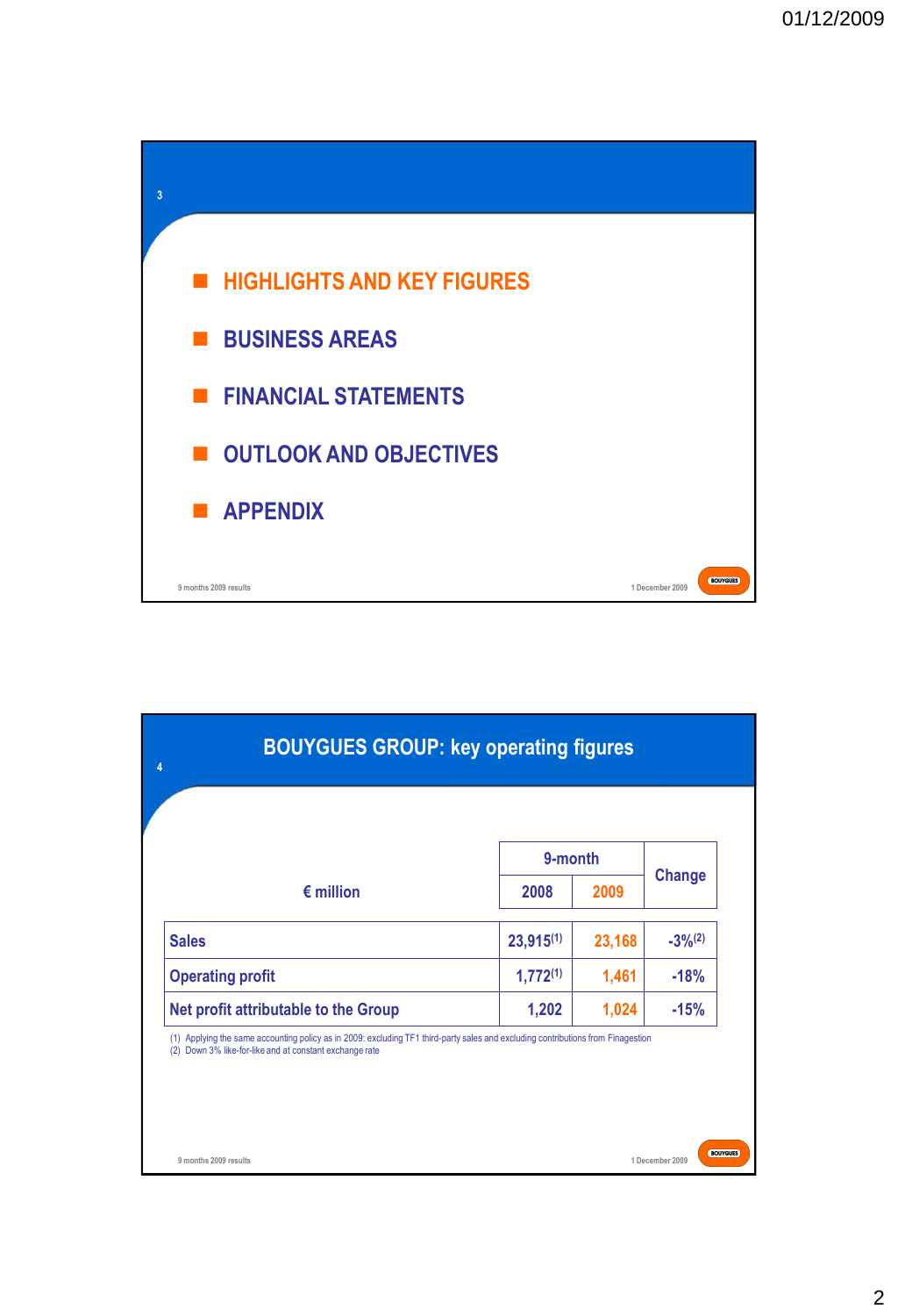- HIGHLIGHTS AND KEY FIGURES
- BUSINESS AREAS
- FINANCIAL STATEMENTS
- OUTLOOK AND OBJECTIVES
- APPENDIX

## BOUYGUES GROUP: key operating figures

| € million | 9-month 2008 | 9-month 2009 | Change |
|---|---|---|---|
| Sales | 23,915(1) | 23,168 | -3%(2) |
| Operating profit | 1,772(1) | 1,461 | -18% |
| Net profit attributable to the Group | 1,202 | 1,024 | -15% |

(1) Applying the same accounting policy as in 2009: excluding TF1 third-party sales and excluding contributions from Finagestion
(2) Down 3% like-for-like and at constant exchange rate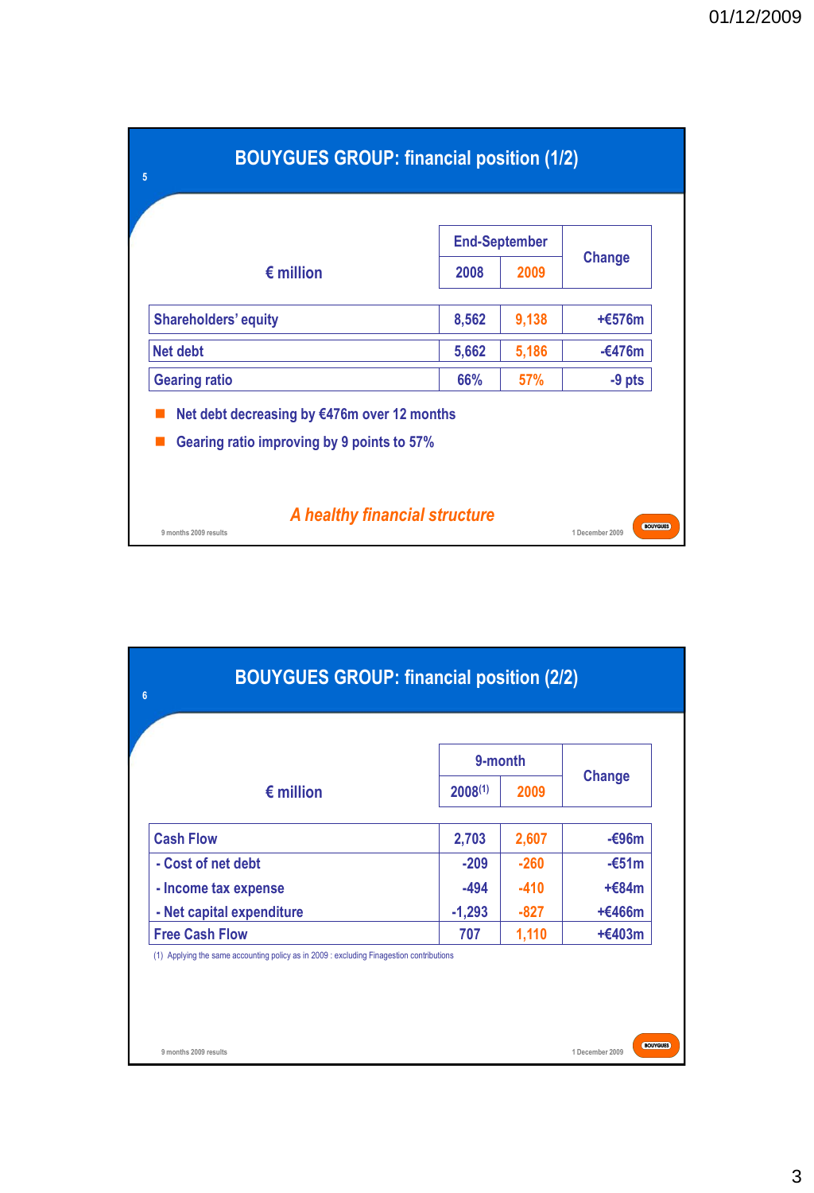## BOUYGUES GROUP: financial position (1/2)

| € million | End-September 2008 | End-September 2009 | Change |
|---|---|---|---|
| Shareholders' equity | 8,562 | 9,138 | +€576m |
| Net debt | 5,662 | 5,186 | -€476m |
| Gearing ratio | 66% | 57% | -9 pts |

- Net debt decreasing by €476m over 12 months
- Gearing ratio improving by 9 points to 57%

*A healthy financial structure*

## BOUYGUES GROUP: financial position (2/2)

| € million | 9-month 2008[1] | 9-month 2009 | Change |
|---|---|---|---|
| Cash Flow | 2,703 | 2,607 | -€96m |
| - Cost of net debt | -209 | -260 | -€51m |
| - Income tax expense | -494 | -410 | +€84m |
| - Net capital expenditure | -1,293 | -827 | +€466m |
| Free Cash Flow | 707 | 1,110 | +€403m |

(1) Applying the same accounting policy as in 2009 : excluding Finagestion contributions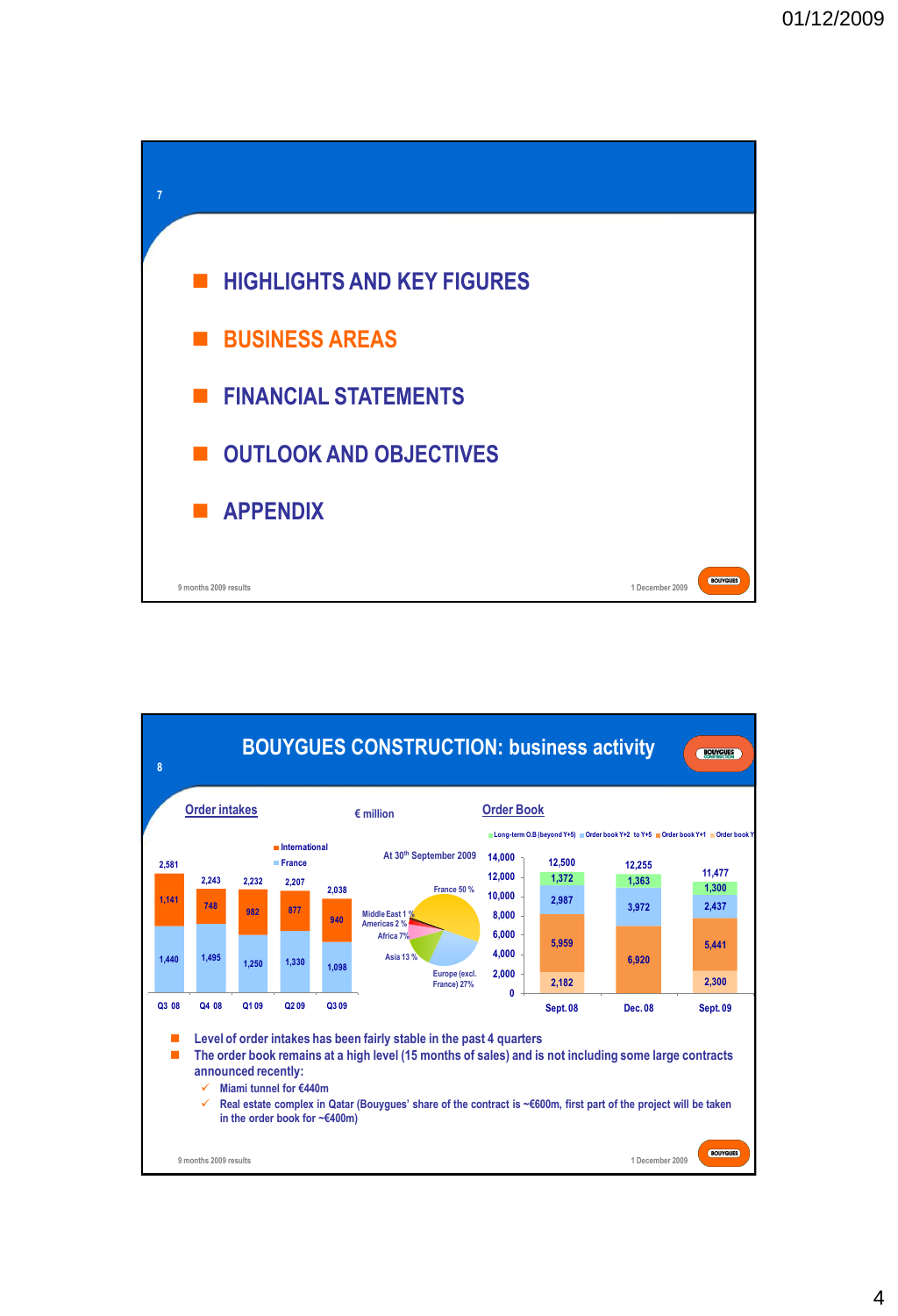7

- HIGHLIGHTS AND KEY FIGURES
- BUSINESS AREAS
- FINANCIAL STATEMENTS
- OUTLOOK AND OBJECTIVES
- APPENDIX

9 months 2009 results — 1 December 2009

8

## BOUYGUES CONSTRUCTION: business activity

**Order intakes** — € million

| | Q3 08 | Q4 08 | Q1 09 | Q2 09 | Q3 09 |
|---|---|---|---|---|---|
| International | 1,141 | 748 | 982 | 877 | 940 |
| France | 1,440 | 1,495 | 1,250 | 1,330 | 1,098 |
| Total | 2,581 | 2,243 | 2,232 | 2,207 | 2,038 |

At 30th September 2009: France 50 %, Europe (excl. France) 27%, Asia 13 %, Africa 7%, Americas 2 %, Middle East 1 %

**Order Book**

| | Sept. 08 | Dec. 08 | Sept. 09 |
|---|---|---|---|
| Long-term O.B (beyond Y+5) | 1,372 | 1,363 | 1,300 |
| Order book Y+2 to Y+5 | 2,987 | 3,972 | 2,437 |
| Order book Y+1 | 5,959 | 6,920 | 5,441 |
| Order book Y | 2,182 | | 2,300 |
| Total | 12,500 | 12,255 | 11,477 |

- Level of order intakes has been fairly stable in the past 4 quarters
- The order book remains at a high level (15 months of sales) and is not including some large contracts announced recently:
  - ✓ Miami tunnel for €440m
  - ✓ Real estate complex in Qatar (Bouygues' share of the contract is ~€600m, first part of the project will be taken in the order book for ~€400m)

9 months 2009 results — 1 December 2009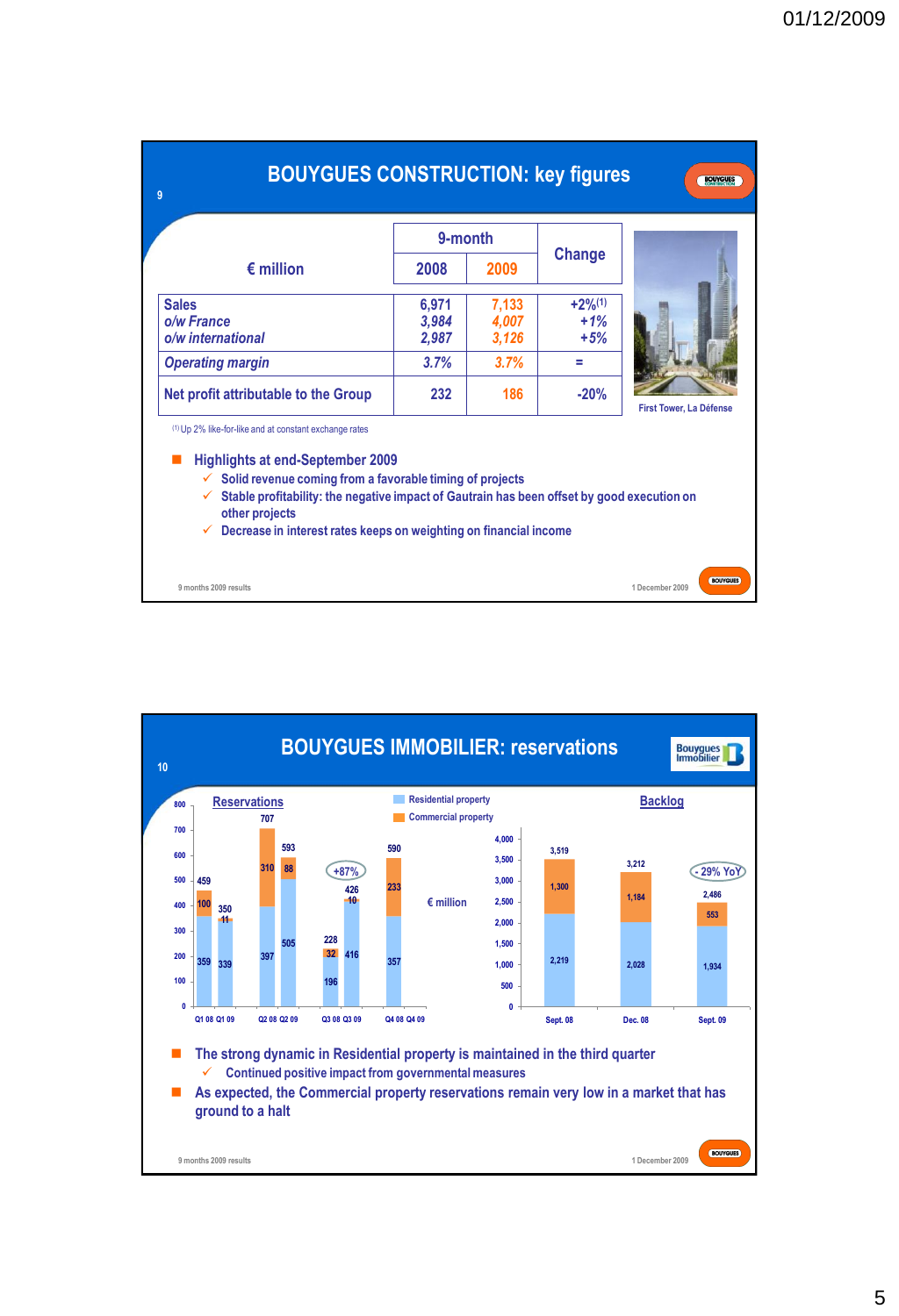## BOUYGUES CONSTRUCTION: key figures

| € million | 9-month 2008 | 9-month 2009 | Change |
|---|---|---|---|
| Sales | 6,971 | 7,133 | +2%[1] |
| *o/w France* | *3,984* | *4,007* | *+1%* |
| *o/w international* | *2,987* | *3,126* | *+5%* |
| *Operating margin* | *3.7%* | *3.7%* | = |
| Net profit attributable to the Group | 232 | 186 | -20% |

[1] Up 2% like-for-like and at constant exchange rates

First Tower, La Défense

- **Highlights at end-September 2009**
  - ✓ Solid revenue coming from a favorable timing of projects
  - ✓ Stable profitability: the negative impact of Gautrain has been offset by good execution on other projects
  - ✓ Decrease in interest rates keeps on weighting on financial income

9 months 2009 results — 1 December 2009

## BOUYGUES IMMOBILIER: reservations

**Reservations** (€ million)

| | Residential property | Commercial property | Total |
|---|---|---|---|
| Q1 08 | 359 | 100 | 459 |
| Q1 09 | 339 | 11 | 350 |
| Q2 08 | 397 | 310 | 707 |
| Q2 09 | 505 | 88 | 593 |
| Q3 08 | 196 | 32 | 228 |
| Q3 09 | 416 | 10 | 426 |
| Q4 08 | 357 | 233 | 590 |

+87%

**Backlog** (€ million)

| | Residential property | Commercial property | Total |
|---|---|---|---|
| Sept. 08 | 2,219 | 1,300 | 3,519 |
| Dec. 08 | 2,028 | 1,184 | 3,212 |
| Sept. 09 | 1,934 | 553 | 2,486 |

- 29% YoY

- The strong dynamic in Residential property is maintained in the third quarter
  - ✓ Continued positive impact from governmental measures
- As expected, the Commercial property reservations remain very low in a market that has ground to a halt

9 months 2009 results — 1 December 2009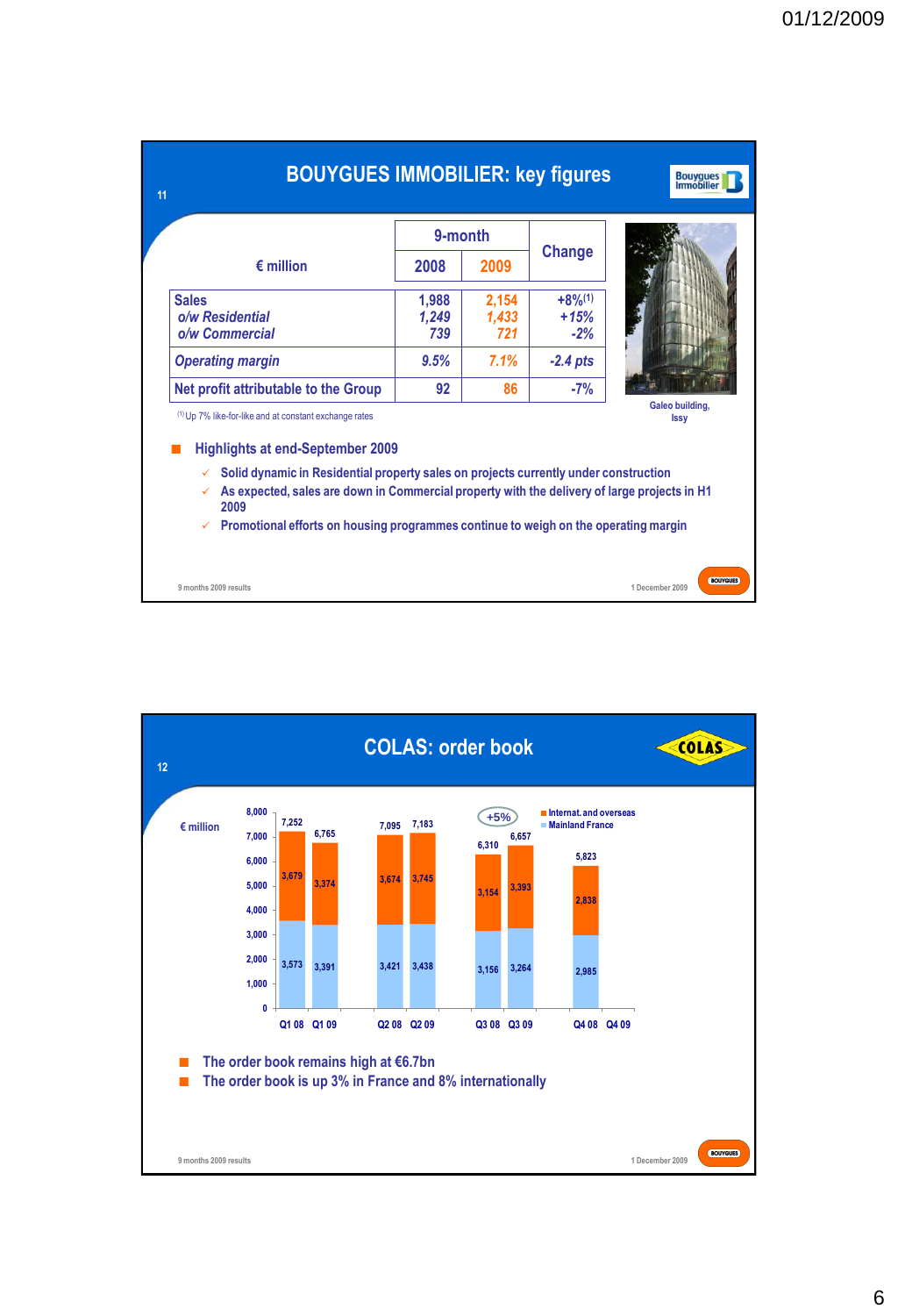## BOUYGUES IMMOBILIER: key figures

| € million | 9-month 2008 | 9-month 2009 | Change |
|---|---|---|---|
| Sales | 1,988 | 2,154 | +8%[1] |
| *o/w Residential* | *1,249* | *1,433* | *+15%* |
| *o/w Commercial* | *739* | *721* | *-2%* |
| *Operating margin* | *9.5%* | *7.1%* | *-2.4 pts* |
| Net profit attributable to the Group | 92 | 86 | -7% |

[1] Up 7% like-for-like and at constant exchange rates

Galeo building, Issy

- **Highlights at end-September 2009**
  - ✓ Solid dynamic in Residential property sales on projects currently under construction
  - ✓ As expected, sales are down in Commercial property with the delivery of large projects in H1 2009
  - ✓ Promotional efforts on housing programmes continue to weigh on the operating margin

## COLAS: order book

€ million

| | Q1 08 | Q1 09 | Q2 08 | Q2 09 | Q3 08 | Q3 09 | Q4 08 | Q4 09 |
|---|---|---|---|---|---|---|---|---|
| Internat. and overseas | 3,679 | 3,374 | 3,674 | 3,745 | 3,154 | 3,393 | 2,838 | |
| Mainland France | 3,573 | 3,391 | 3,421 | 3,438 | 3,156 | 3,264 | 2,985 | |
| Total | 7,252 | 6,765 | 7,095 | 7,183 | 6,310 | 6,657 | 5,823 | |

+5% (Q3 08 to Q3 09)

- The order book remains high at €6.7bn
- The order book is up 3% in France and 8% internationally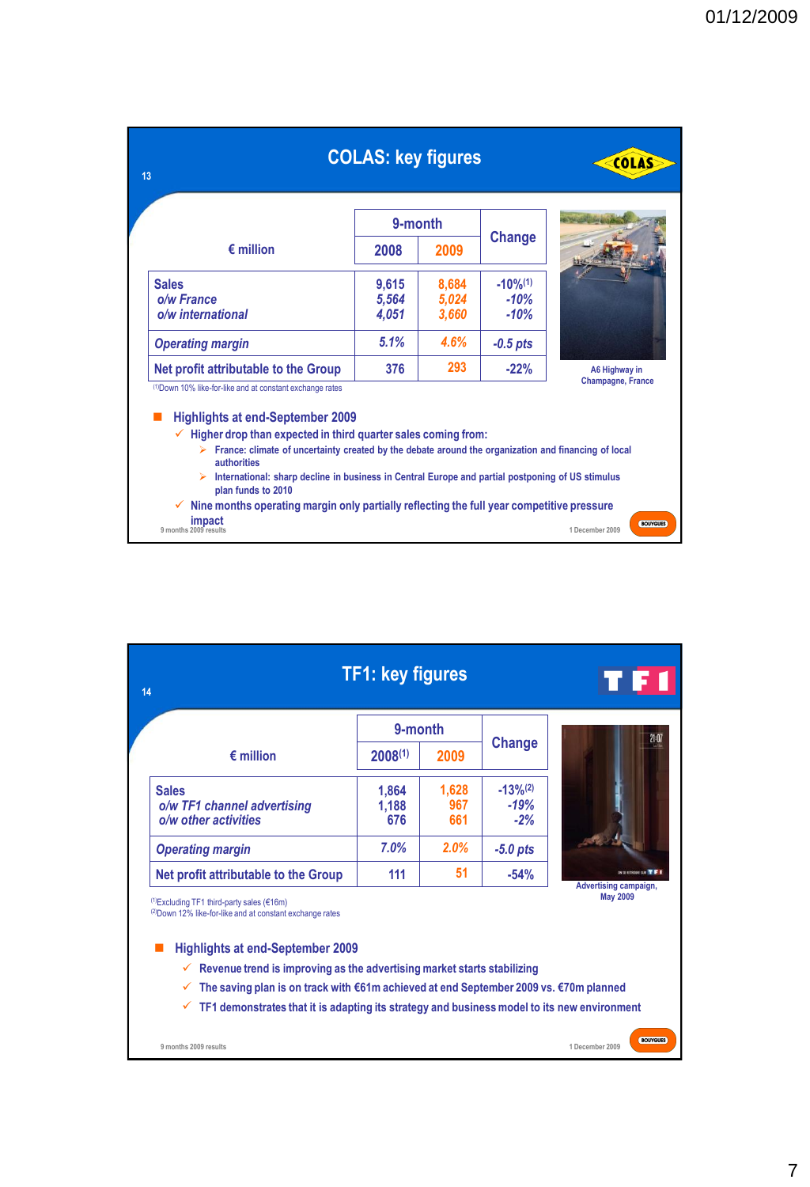## COLAS: key figures

| € million | 9-month 2008 | 9-month 2009 | Change |
|---|---|---|---|
| Sales | 9,615 | 8,684 | -10%[1] |
| *o/w France* | *5,564* | *5,024* | *-10%* |
| *o/w international* | *4,051* | *3,660* | *-10%* |
| *Operating margin* | *5.1%* | *4.6%* | *-0.5 pts* |
| Net profit attributable to the Group | 376 | 293 | -22% |

[1] Down 10% like-for-like and at constant exchange rates

A6 Highway in Champagne, France

- **Highlights at end-September 2009**
  - Higher drop than expected in third quarter sales coming from:
    - France: climate of uncertainty created by the debate around the organization and financing of local authorities
    - International: sharp decline in business in Central Europe and partial postponing of US stimulus plan funds to 2010
  - Nine months operating margin only partially reflecting the full year competitive pressure impact

## TF1: key figures

| € million | 9-month 2008[1] | 9-month 2009 | Change |
|---|---|---|---|
| Sales | 1,864 | 1,628 | -13%[2] |
| *o/w TF1 channel advertising* | *1,188* | *967* | *-19%* |
| *o/w other activities* | *676* | *661* | *-2%* |
| *Operating margin* | *7.0%* | *2.0%* | *-5.0 pts* |
| Net profit attributable to the Group | 111 | 51 | -54% |

[1] Excluding TF1 third-party sales (€16m)
[2] Down 12% like-for-like and at constant exchange rates

Advertising campaign, May 2009

- **Highlights at end-September 2009**
  - Revenue trend is improving as the advertising market starts stabilizing
  - The saving plan is on track with €61m achieved at end September 2009 vs. €70m planned
  - TF1 demonstrates that it is adapting its strategy and business model to its new environment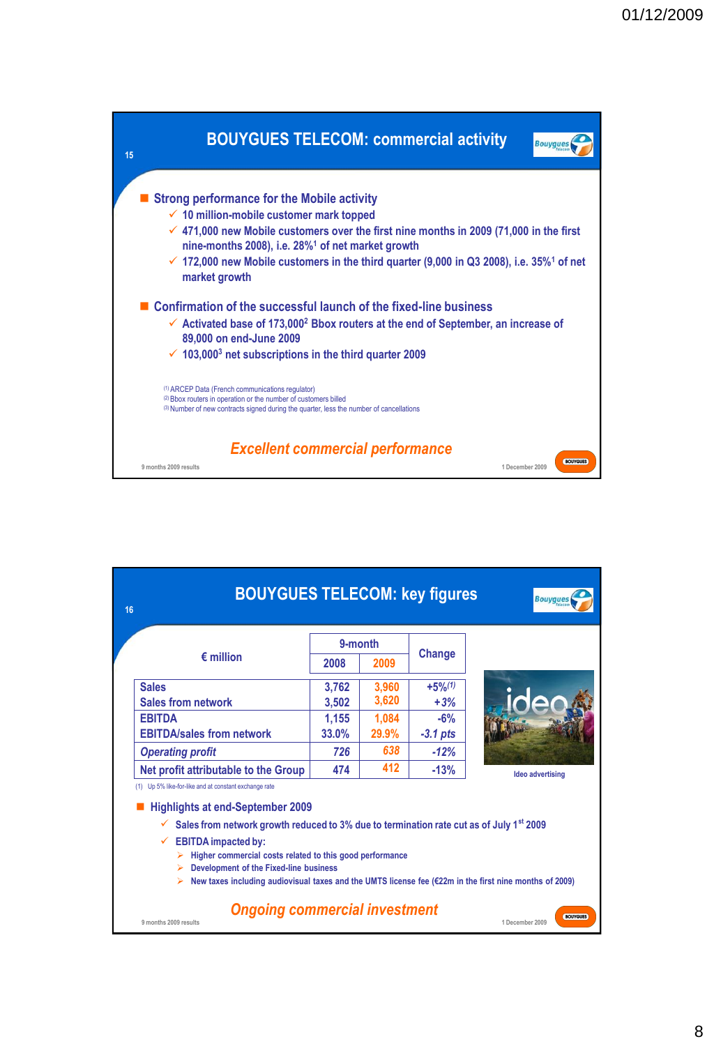## BOUYGUES TELECOM: commercial activity

15

- **Strong performance for the Mobile activity**
  - ✓ 10 million-mobile customer mark topped
  - ✓ 471,000 new Mobile customers over the first nine months in 2009 (71,000 in the first nine-months 2008), i.e. 28%[1] of net market growth
  - ✓ 172,000 new Mobile customers in the third quarter (9,000 in Q3 2008), i.e. 35%[1] of net market growth
- **Confirmation of the successful launch of the fixed-line business**
  - ✓ Activated base of 173,000[2] Bbox routers at the end of September, an increase of 89,000 on end-June 2009
  - ✓ 103,000[3] net subscriptions in the third quarter 2009

(1) ARCEP Data (French communications regulator)
(2) Bbox routers in operation or the number of customers billed
(3) Number of new contracts signed during the quarter, less the number of cancellations

***Excellent commercial performance***

9 months 2009 results — 1 December 2009

## BOUYGUES TELECOM: key figures

16

| € million | 9-month 2008 | 9-month 2009 | Change |
|---|---|---|---|
| Sales | 3,762 | 3,960 | +5%[(1)] |
| Sales from network | 3,502 | 3,620 | *+3%* |
| EBITDA | 1,155 | 1,084 | -6% |
| EBITDA/sales from network | 33.0% | 29.9% | *-3.1 pts* |
| *Operating profit* | *726* | *638* | *-12%* |
| Net profit attributable to the Group | 474 | 412 | -13% |

(1) Up 5% like-for-like and at constant exchange rate

Ideo advertising

- **Highlights at end-September 2009**
  - ✓ Sales from network growth reduced to 3% due to termination rate cut as of July 1st 2009
  - ✓ EBITDA impacted by:
    - ➢ Higher commercial costs related to this good performance
    - ➢ Development of the Fixed-line business
    - ➢ New taxes including audiovisual taxes and the UMTS license fee (€22m in the first nine months of 2009)

***Ongoing commercial investment***

9 months 2009 results — 1 December 2009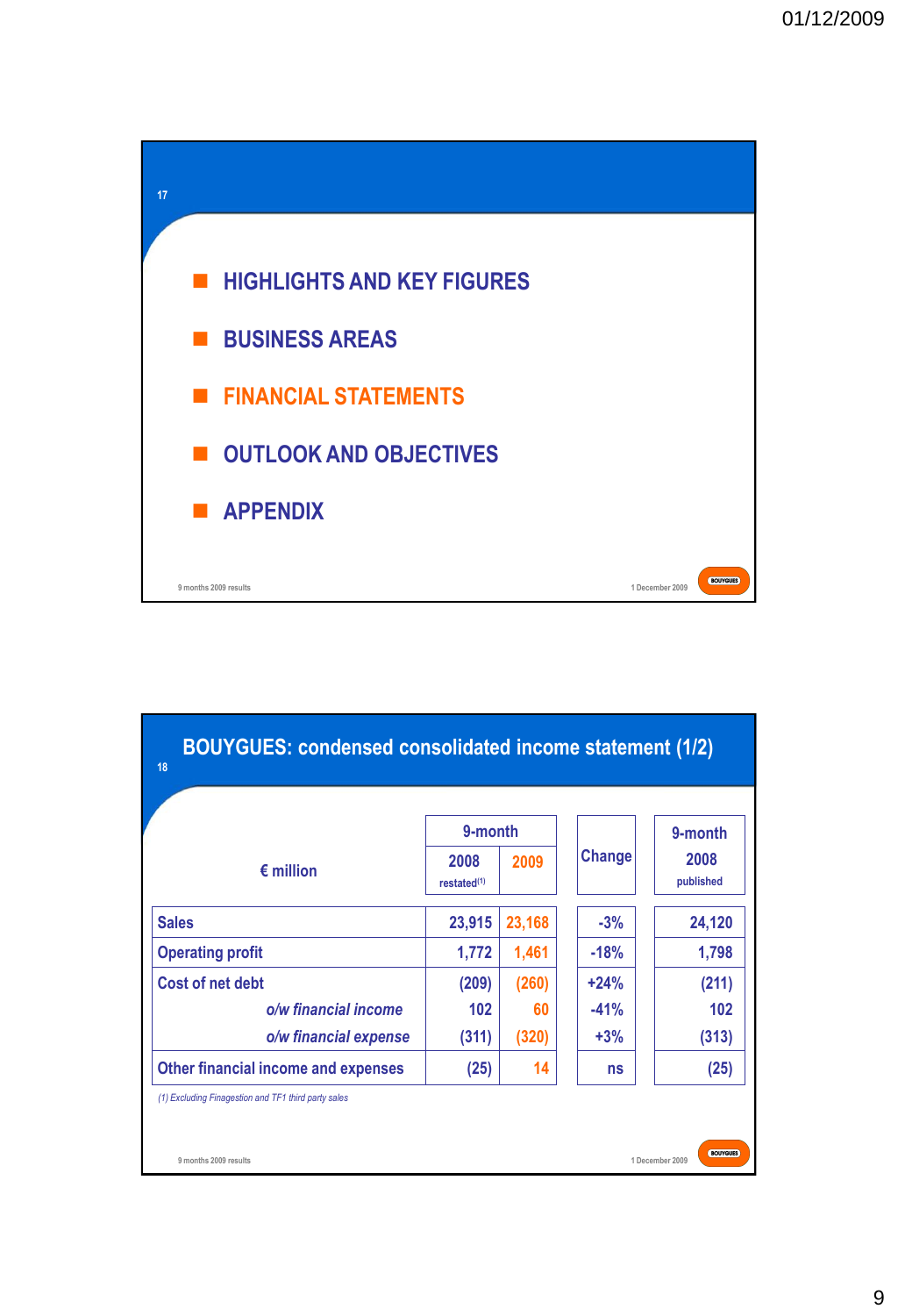- HIGHLIGHTS AND KEY FIGURES
- BUSINESS AREAS
- FINANCIAL STATEMENTS
- OUTLOOK AND OBJECTIVES
- APPENDIX

## BOUYGUES: condensed consolidated income statement (1/2)

| € million | 9-month 2008 restated[1] | 9-month 2009 | Change | 9-month 2008 published |
|---|---|---|---|---|
| Sales | 23,915 | 23,168 | -3% | 24,120 |
| Operating profit | 1,772 | 1,461 | -18% | 1,798 |
| Cost of net debt | (209) | (260) | +24% | (211) |
| *o/w financial income* | 102 | 60 | -41% | 102 |
| *o/w financial expense* | (311) | (320) | +3% | (313) |
| Other financial income and expenses | (25) | 14 | ns | (25) |

*(1) Excluding Finagestion and TF1 third party sales*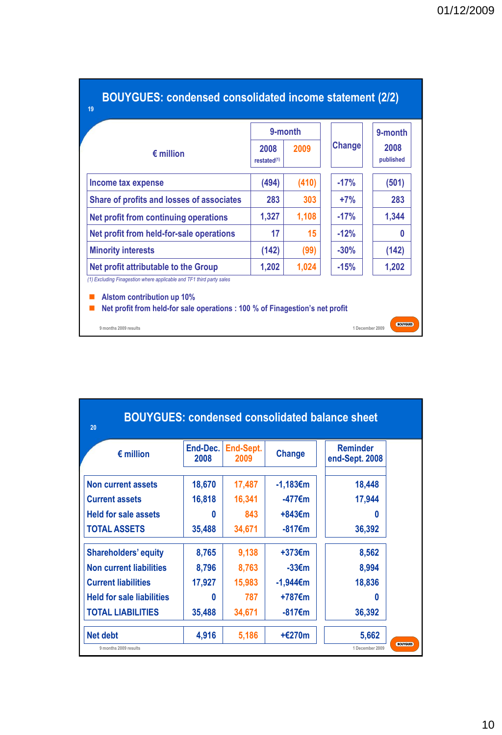## BOUYGUES: condensed consolidated income statement (2/2)

| € million | 9-month 2008 restated[(1)] | 9-month 2009 | Change | 9-month 2008 published |
|---|---|---|---|---|
| Income tax expense | (494) | (410) | -17% | (501) |
| Share of profits and losses of associates | 283 | 303 | +7% | 283 |
| Net profit from continuing operations | 1,327 | 1,108 | -17% | 1,344 |
| Net profit from held-for-sale operations | 17 | 15 | -12% | 0 |
| Minority interests | (142) | (99) | -30% | (142) |
| Net profit attributable to the Group | 1,202 | 1,024 | -15% | 1,202 |

*(1) Excluding Finagestion where applicable and TF1 third party sales*

- Alstom contribution up 10%
- Net profit from held-for sale operations : 100 % of Finagestion's net profit

## BOUYGUES: condensed consolidated balance sheet

| € million | End-Dec. 2008 | End-Sept. 2009 | Change | Reminder end-Sept. 2008 |
|---|---|---|---|---|
| Non current assets | 18,670 | 17,487 | -1,183€m | 18,448 |
| Current assets | 16,818 | 16,341 | -477€m | 17,944 |
| Held for sale assets | 0 | 843 | +843€m | 0 |
| TOTAL ASSETS | 35,488 | 34,671 | -817€m | 36,392 |
| Shareholders' equity | 8,765 | 9,138 | +373€m | 8,562 |
| Non current liabilities | 8,796 | 8,763 | -33€m | 8,994 |
| Current liabilities | 17,927 | 15,983 | -1,944€m | 18,836 |
| Held for sale liabilities | 0 | 787 | +787€m | 0 |
| TOTAL LIABILITIES | 35,488 | 34,671 | -817€m | 36,392 |
| Net debt | 4,916 | 5,186 | +€270m | 5,662 |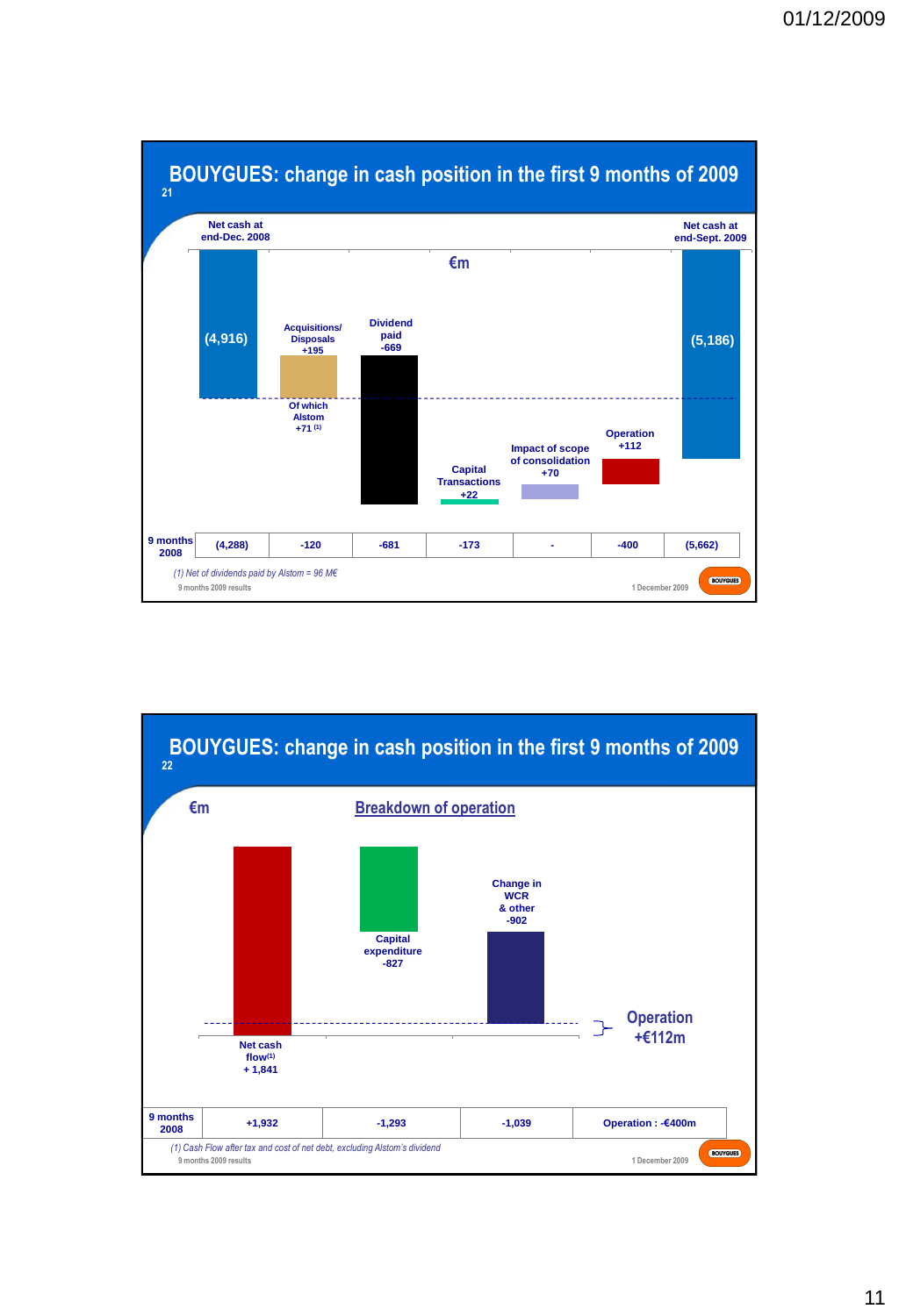## BOUYGUES: change in cash position in the first 9 months of 2009

21

€m

| | Net cash at end-Dec. 2008 | Acquisitions/ Disposals | Dividend paid | Capital Transactions | Impact of scope of consolidation | Operation | Net cash at end-Sept. 2009 |
|---|---|---|---|---|---|---|---|
| 9 months 2009 | (4,916) | +195 (Of which Alstom +71 (1)) | -669 | +22 | +70 | +112 | (5,186) |
| 9 months 2008 | (4,288) | -120 | -681 | -173 | - | -400 | (5,662) |

*(1) Net of dividends paid by Alstom = 96 M€*

9 months 2009 results — 1 December 2009

## BOUYGUES: change in cash position in the first 9 months of 2009

22

€m

### Breakdown of operation

| | Net cash flow(1) | Capital expenditure | Change in WCR & other | Operation |
|---|---|---|---|---|
| 9 months 2009 | + 1,841 | -827 | -902 | +€112m |
| 9 months 2008 | +1,932 | -1,293 | -1,039 | Operation : -€400m |

*(1) Cash Flow after tax and cost of net debt, excluding Alstom's dividend*

9 months 2009 results — 1 December 2009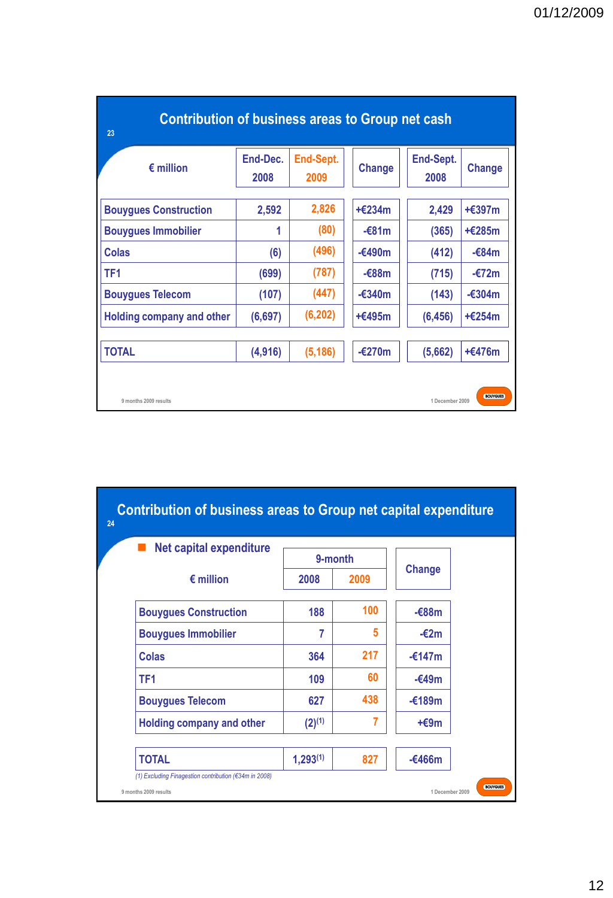## Contribution of business areas to Group net cash

| € million | End-Dec. 2008 | End-Sept. 2009 | Change | End-Sept. 2008 | Change |
|---|---|---|---|---|---|
| Bouygues Construction | 2,592 | 2,826 | +€234m | 2,429 | +€397m |
| Bouygues Immobilier | 1 | (80) | -€81m | (365) | +€285m |
| Colas | (6) | (496) | -€490m | (412) | -€84m |
| TF1 | (699) | (787) | -€88m | (715) | -€72m |
| Bouygues Telecom | (107) | (447) | -€340m | (143) | -€304m |
| Holding company and other | (6,697) | (6,202) | +€495m | (6,456) | +€254m |
| TOTAL | (4,916) | (5,186) | -€270m | (5,662) | +€476m |

9 months 2009 results — 1 December 2009

## Contribution of business areas to Group net capital expenditure

- Net capital expenditure

| € million | 9-month | | Change |
|---|---|---|---|
| | 2008 | 2009 | |
| Bouygues Construction | 188 | 100 | -€88m |
| Bouygues Immobilier | 7 | 5 | -€2m |
| Colas | 364 | 217 | -€147m |
| TF1 | 109 | 60 | -€49m |
| Bouygues Telecom | 627 | 438 | -€189m |
| Holding company and other | (2)[1] | 7 | +€9m |
| TOTAL | 1,293[1] | 827 | -€466m |

*(1) Excluding Finagestion contribution (€34m in 2008)*

9 months 2009 results — 1 December 2009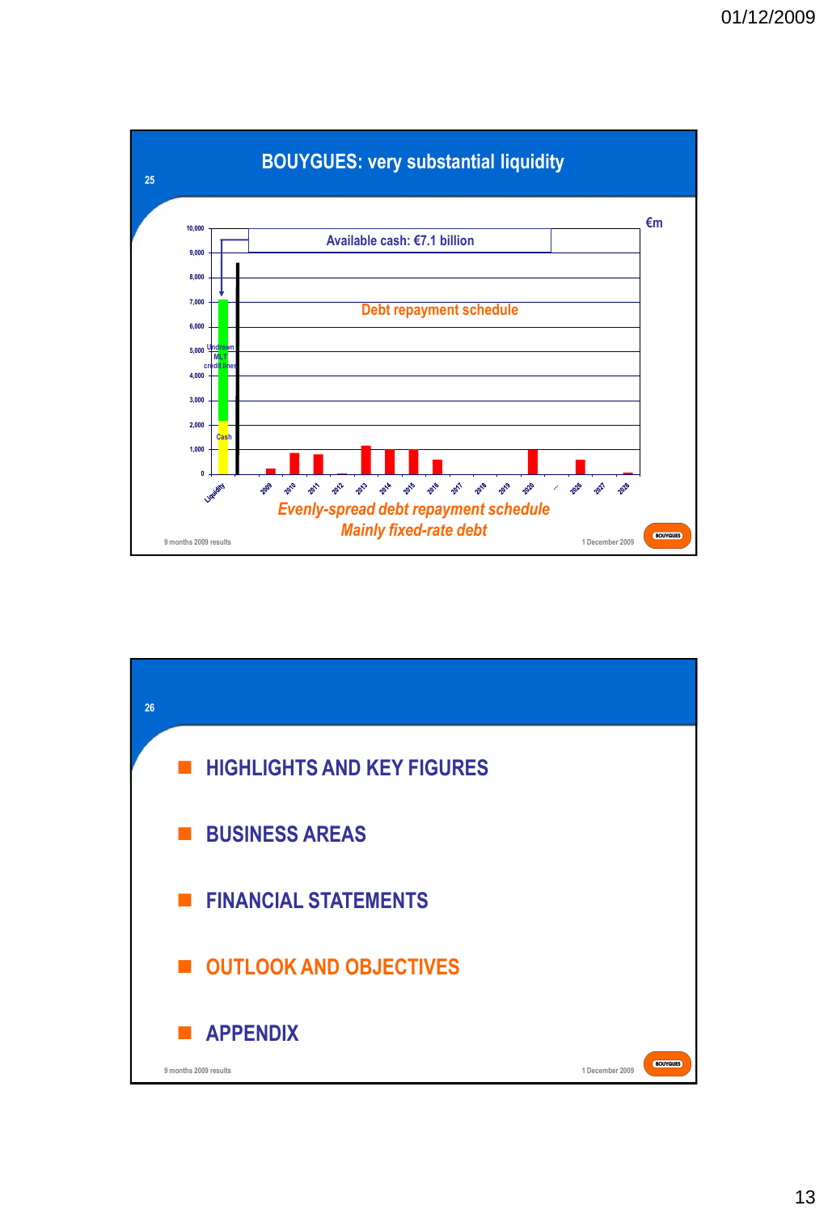## BOUYGUES: very substantial liquidity

€m

Available cash: €7.1 billion

Debt repayment schedule

Undrawn MLT credit lines

Cash

Liquidity, 2009, 2010, 2011, 2012, 2013, 2014, 2015, 2016, 2017, 2018, 2019, 2020, ..., 2026, 2027, 2028

*Evenly-spread debt repayment schedule*

*Mainly fixed-rate debt*

---

- HIGHLIGHTS AND KEY FIGURES
- BUSINESS AREAS
- FINANCIAL STATEMENTS
- OUTLOOK AND OBJECTIVES
- APPENDIX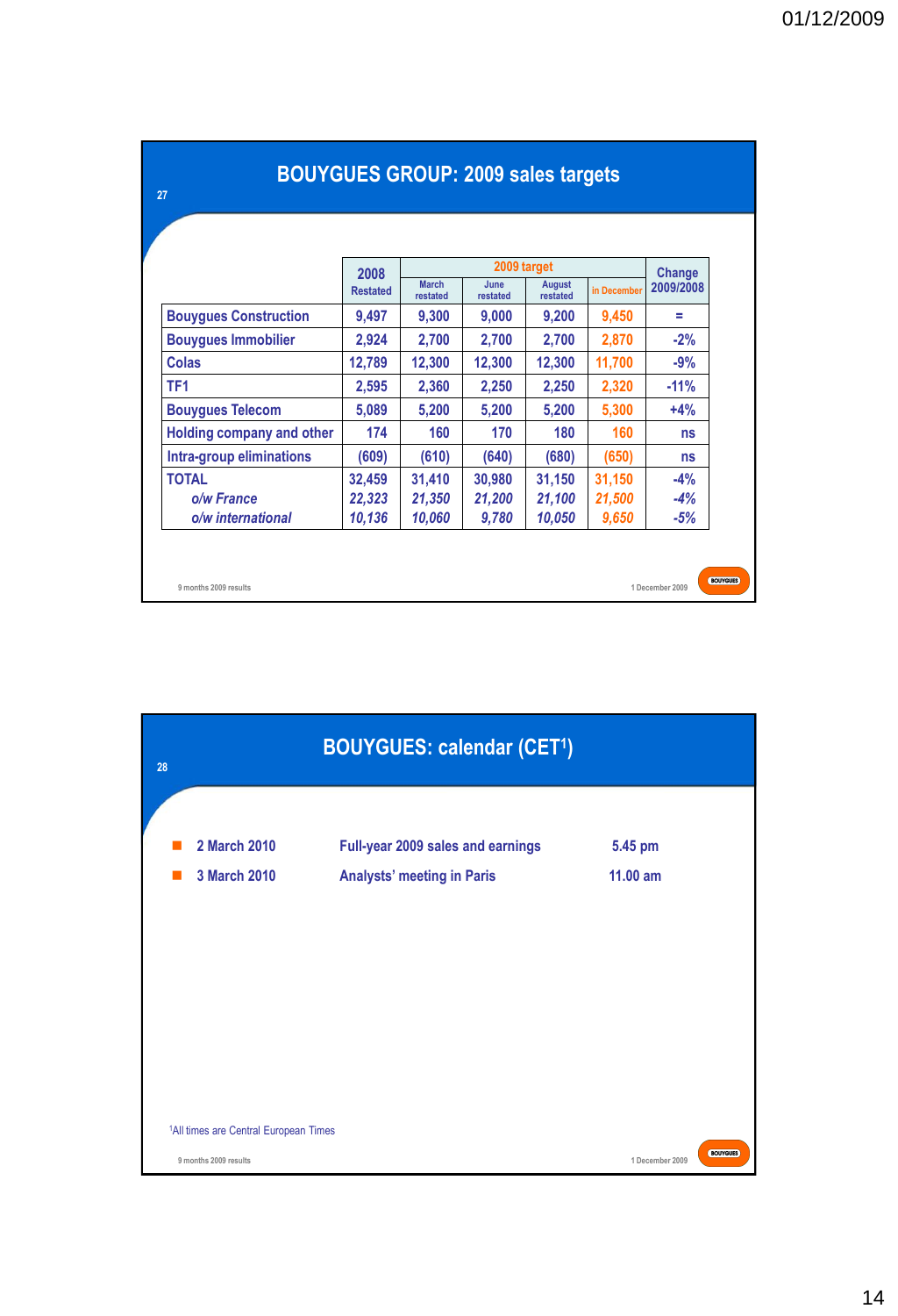## BOUYGUES GROUP: 2009 sales targets

| | 2008 Restated | 2009 target | | | | Change 2009/2008 |
|---|---|---|---|---|---|---|
| | | March restated | June restated | August restated | in December | |
| Bouygues Construction | 9,497 | 9,300 | 9,000 | 9,200 | 9,450 | = |
| Bouygues Immobilier | 2,924 | 2,700 | 2,700 | 2,700 | 2,870 | -2% |
| Colas | 12,789 | 12,300 | 12,300 | 12,300 | 11,700 | -9% |
| TF1 | 2,595 | 2,360 | 2,250 | 2,250 | 2,320 | -11% |
| Bouygues Telecom | 5,089 | 5,200 | 5,200 | 5,200 | 5,300 | +4% |
| Holding company and other | 174 | 160 | 170 | 180 | 160 | ns |
| Intra-group eliminations | (609) | (610) | (640) | (680) | (650) | ns |
| TOTAL | 32,459 | 31,410 | 30,980 | 31,150 | 31,150 | -4% |
| *o/w France* | *22,323* | *21,350* | *21,200* | *21,100* | *21,500* | *-4%* |
| *o/w international* | *10,136* | *10,060* | *9,780* | *10,050* | *9,650* | *-5%* |

9 months 2009 results — 1 December 2009

## BOUYGUES: calendar (CET[1])

- **2 March 2010** — Full-year 2009 sales and earnings — 5.45 pm
- **3 March 2010** — Analysts' meeting in Paris — 11.00 am

[1]All times are Central European Times

9 months 2009 results — 1 December 2009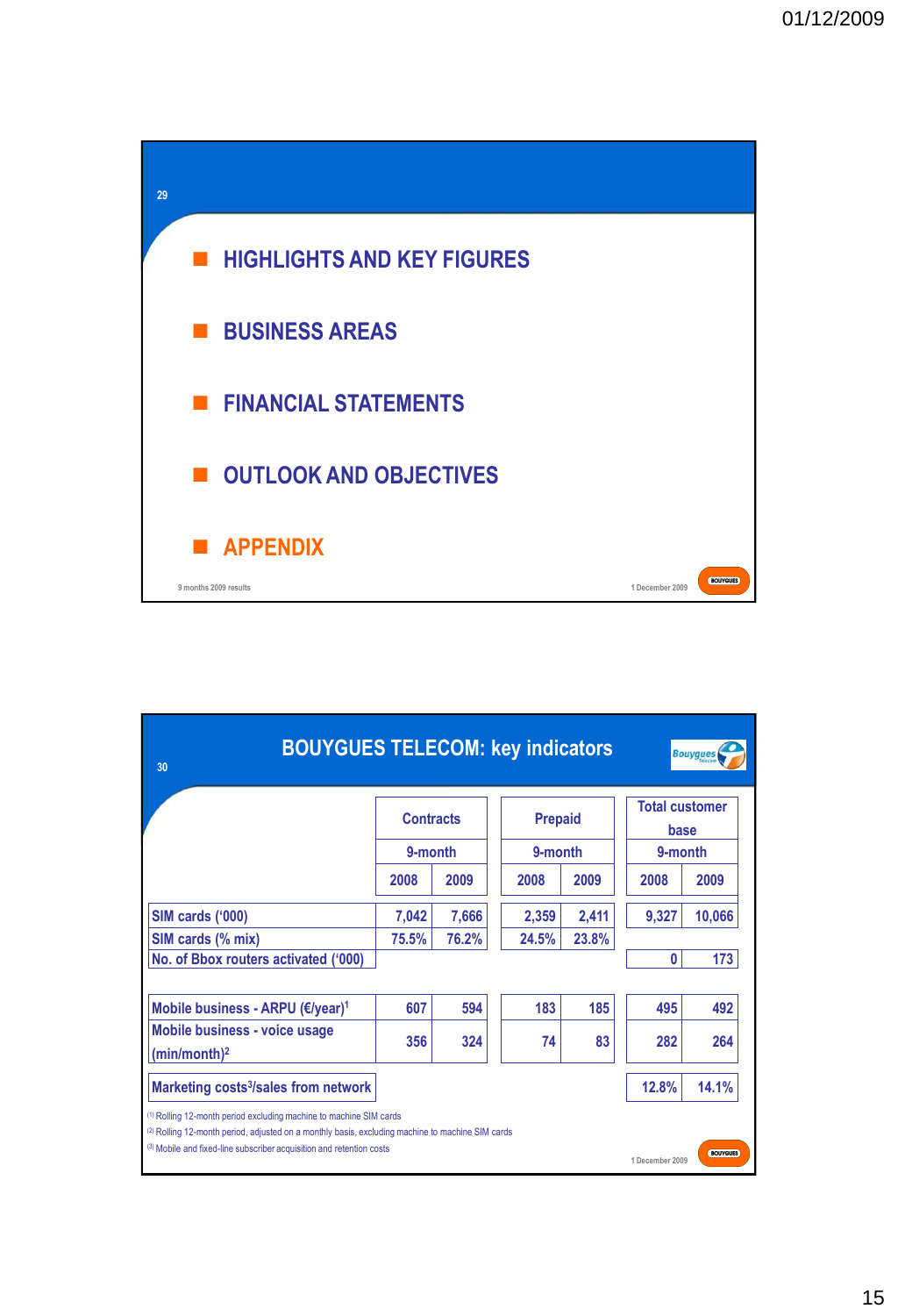- HIGHLIGHTS AND KEY FIGURES
- BUSINESS AREAS
- FINANCIAL STATEMENTS
- OUTLOOK AND OBJECTIVES
- APPENDIX

## BOUYGUES TELECOM: key indicators

| | Contracts | | Prepaid | | Total customer base | |
|---|---|---|---|---|---|---|
| | 9-month | | 9-month | | 9-month | |
| | 2008 | 2009 | 2008 | 2009 | 2008 | 2009 |
| SIM cards ('000) | 7,042 | 7,666 | 2,359 | 2,411 | 9,327 | 10,066 |
| SIM cards (% mix) | 75.5% | 76.2% | 24.5% | 23.8% | | |
| No. of Bbox routers activated ('000) | | | | | 0 | 173 |
| Mobile business - ARPU (€/year)[1] | 607 | 594 | 183 | 185 | 495 | 492 |
| Mobile business - voice usage (min/month)[2] | 356 | 324 | 74 | 83 | 282 | 264 |
| Marketing costs[3]/sales from network | | | | | 12.8% | 14.1% |

[1] Rolling 12-month period excluding machine to machine SIM cards

[2] Rolling 12-month period, adjusted on a monthly basis, excluding machine to machine SIM cards

[3] Mobile and fixed-line subscriber acquisition and retention costs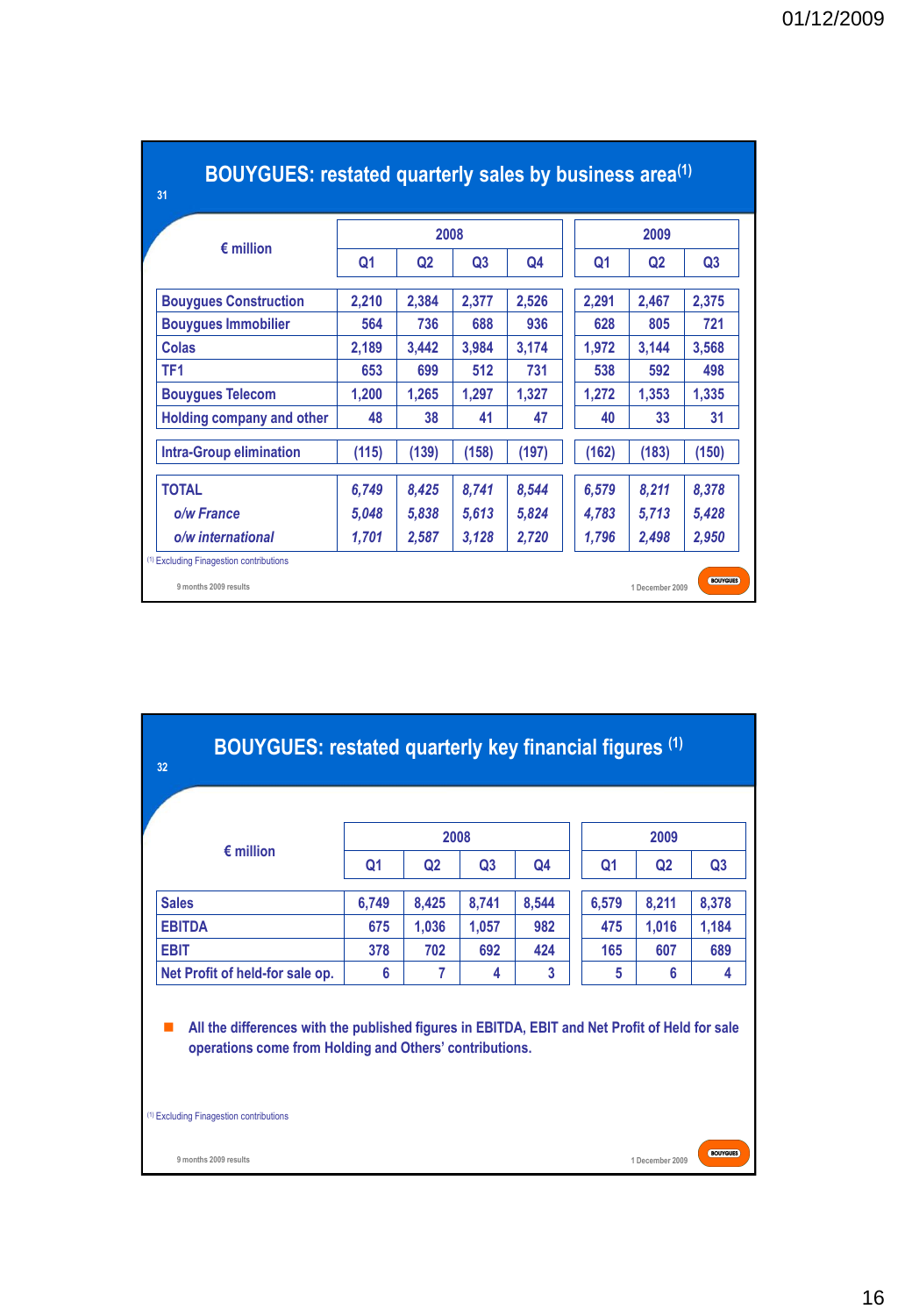## BOUYGUES: restated quarterly sales by business area[1]

| € million | 2008 Q1 | 2008 Q2 | 2008 Q3 | 2008 Q4 | 2009 Q1 | 2009 Q2 | 2009 Q3 |
|---|---|---|---|---|---|---|---|
| Bouygues Construction | 2,210 | 2,384 | 2,377 | 2,526 | 2,291 | 2,467 | 2,375 |
| Bouygues Immobilier | 564 | 736 | 688 | 936 | 628 | 805 | 721 |
| Colas | 2,189 | 3,442 | 3,984 | 3,174 | 1,972 | 3,144 | 3,568 |
| TF1 | 653 | 699 | 512 | 731 | 538 | 592 | 498 |
| Bouygues Telecom | 1,200 | 1,265 | 1,297 | 1,327 | 1,272 | 1,353 | 1,335 |
| Holding company and other | 48 | 38 | 41 | 47 | 40 | 33 | 31 |
| Intra-Group elimination | (115) | (139) | (158) | (197) | (162) | (183) | (150) |
| TOTAL | *6,749* | *8,425* | *8,741* | *8,544* | *6,579* | *8,211* | *8,378* |
| *o/w France* | *5,048* | *5,838* | *5,613* | *5,824* | *4,783* | *5,713* | *5,428* |
| *o/w international* | *1,701* | *2,587* | *3,128* | *2,720* | *1,796* | *2,498* | *2,950* |

[1] Excluding Finagestion contributions

9 months 2009 results — 1 December 2009

## BOUYGUES: restated quarterly key financial figures [1]

| € million | 2008 Q1 | 2008 Q2 | 2008 Q3 | 2008 Q4 | 2009 Q1 | 2009 Q2 | 2009 Q3 |
|---|---|---|---|---|---|---|---|
| Sales | 6,749 | 8,425 | 8,741 | 8,544 | 6,579 | 8,211 | 8,378 |
| EBITDA | 675 | 1,036 | 1,057 | 982 | 475 | 1,016 | 1,184 |
| EBIT | 378 | 702 | 692 | 424 | 165 | 607 | 689 |
| Net Profit of held-for sale op. | 6 | 7 | 4 | 3 | 5 | 6 | 4 |

- All the differences with the published figures in EBITDA, EBIT and Net Profit of Held for sale operations come from Holding and Others' contributions.

[1] Excluding Finagestion contributions

9 months 2009 results — 1 December 2009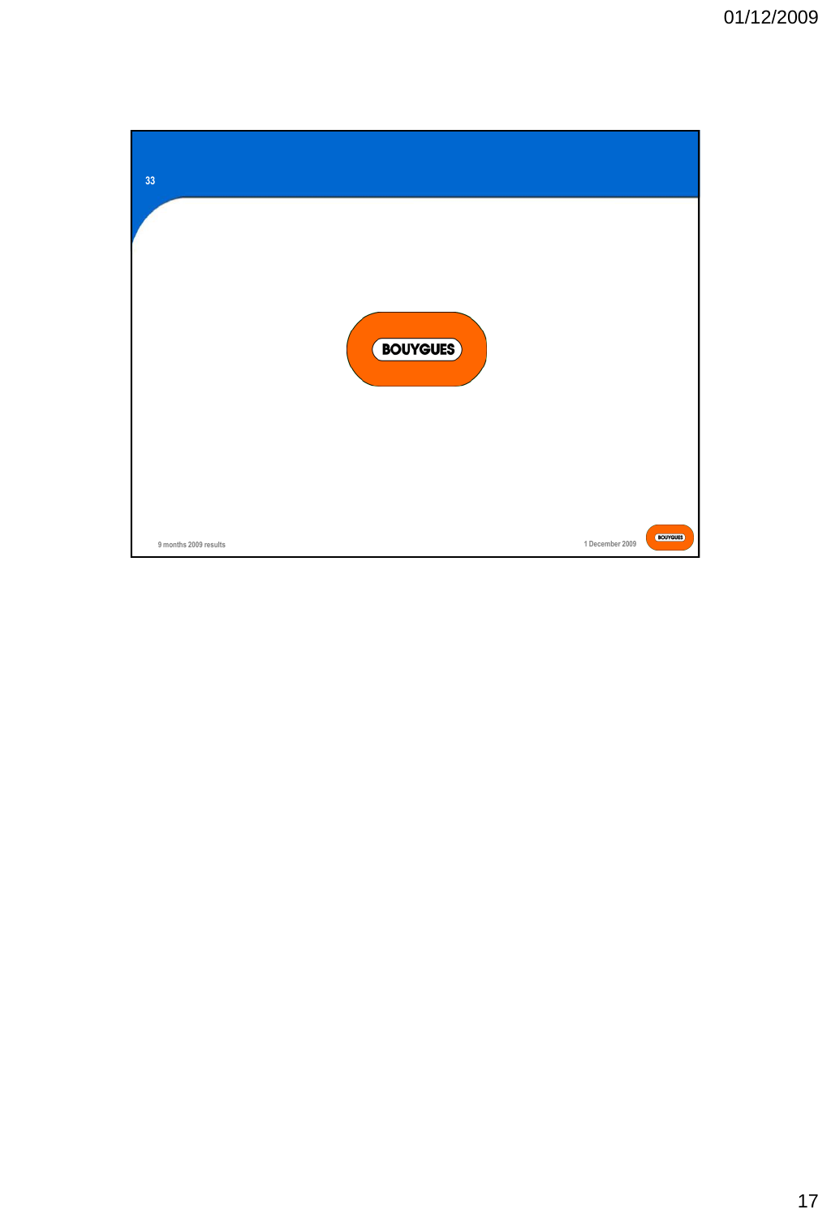33

BOUYGUES

9 months 2009 results

1 December 2009